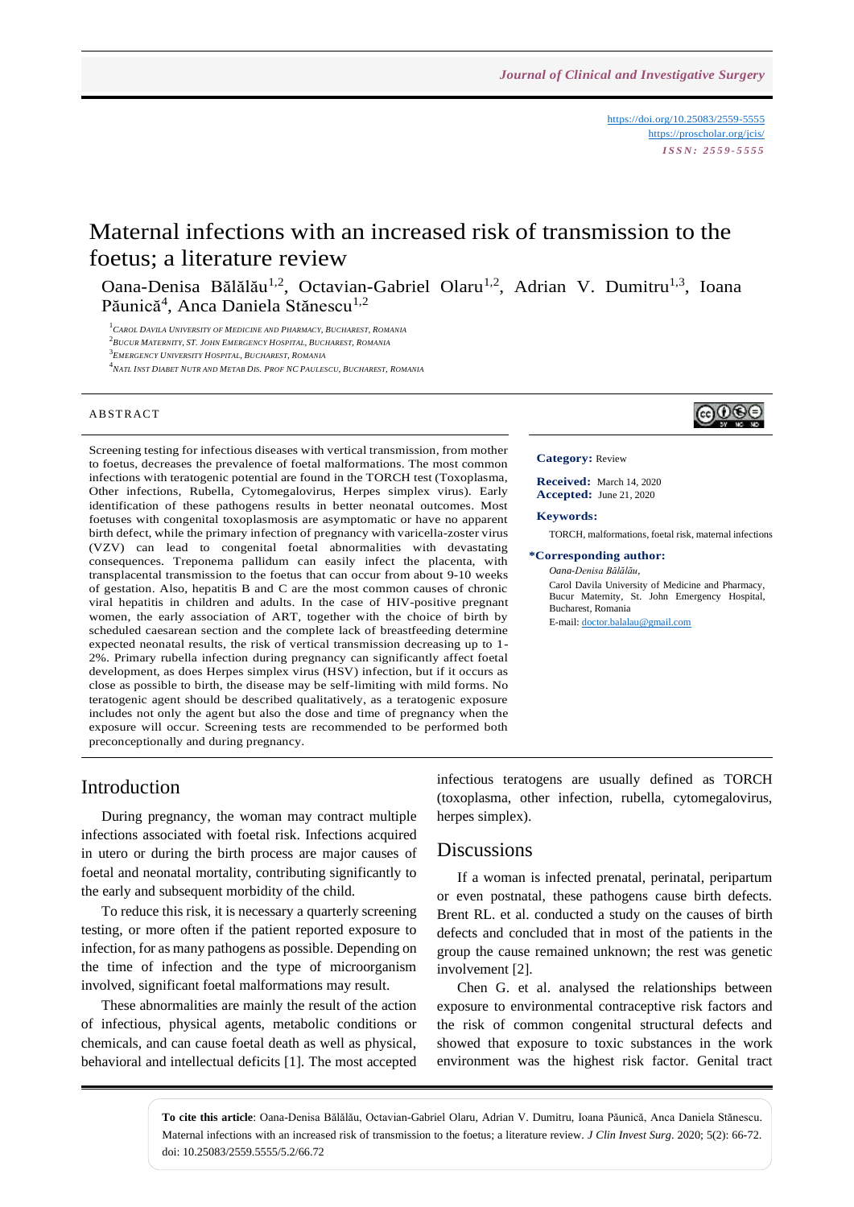# Maternal infections with an increased risk of transmission to the foetus; a literature review

Oana-Denisa Bălălău[1,2], Octavian-Gabriel Olaru[1,2], Adrian V. Dumitru[1,3], Ioana Păunică[4], Anca Daniela Stănescu[1,2]

[1] Carol Davila University of Medicine and Pharmacy, Bucharest, Romania
[2] Bucur Maternity, St. John Emergency Hospital, Bucharest, Romania
[3] Emergency University Hospital, Bucharest, Romania
[4] Natl Inst Diabet Nutr and Metab Dis. Prof NC Paulescu, Bucharest, Romania

https://doi.org/10.25083/2559-5555
https://proscholar.org/jcis/
ISSN: 2559-5555

## Abstract

Screening testing for infectious diseases with vertical transmission, from mother to foetus, decreases the prevalence of foetal malformations. The most common infections with teratogenic potential are found in the TORCH test (Toxoplasma, Other infections, Rubella, Cytomegalovirus, Herpes simplex virus). Early identification of these pathogens results in better neonatal outcomes. Most foetuses with congenital toxoplasmosis are asymptomatic or have no apparent birth defect, while the primary infection of pregnancy with varicella-zoster virus (VZV) can lead to congenital foetal abnormalities with devastating consequences. Treponema pallidum can easily infect the placenta, with transplacental transmission to the foetus that can occur from about 9-10 weeks of gestation. Also, hepatitis B and C are the most common causes of chronic viral hepatitis in children and adults. In the case of HIV-positive pregnant women, the early association of ART, together with the choice of birth by scheduled caesarean section and the complete lack of breastfeeding determine expected neonatal results, the risk of vertical transmission decreasing up to 1-2%. Primary rubella infection during pregnancy can significantly affect foetal development, as does Herpes simplex virus (HSV) infection, but if it occurs as close as possible to birth, the disease may be self-limiting with mild forms. No teratogenic agent should be described qualitatively, as a teratogenic exposure includes not only the agent but also the dose and time of pregnancy when the exposure will occur. Screening tests are recommended to be performed both preconceptionally and during pregnancy.

**Category:** Review

**Received:** March 14, 2020
**Accepted:** June 21, 2020

**Keywords:**
TORCH, malformations, foetal risk, maternal infections

**\*Corresponding author:**
*Oana-Denisa Bălălău,*
Carol Davila University of Medicine and Pharmacy, Bucur Maternity, St. John Emergency Hospital, Bucharest, Romania
E-mail: doctor.balalau@gmail.com

## Introduction

During pregnancy, the woman may contract multiple infections associated with foetal risk. Infections acquired in utero or during the birth process are major causes of foetal and neonatal mortality, contributing significantly to the early and subsequent morbidity of the child.

To reduce this risk, it is necessary a quarterly screening testing, or more often if the patient reported exposure to infection, for as many pathogens as possible. Depending on the time of infection and the type of microorganism involved, significant foetal malformations may result.

These abnormalities are mainly the result of the action of infectious, physical agents, metabolic conditions or chemicals, and can cause foetal death as well as physical, behavioral and intellectual deficits [1]. The most accepted infectious teratogens are usually defined as TORCH (toxoplasma, other infection, rubella, cytomegalovirus, herpes simplex).

## Discussions

If a woman is infected prenatal, perinatal, peripartum or even postnatal, these pathogens cause birth defects. Brent RL. et al. conducted a study on the causes of birth defects and concluded that in most of the patients in the group the cause remained unknown; the rest was genetic involvement [2].

Chen G. et al. analysed the relationships between exposure to environmental contraceptive risk factors and the risk of common congenital structural defects and showed that exposure to toxic substances in the work environment was the highest risk factor. Genital tract

**To cite this article**: Oana-Denisa Bălălău, Octavian-Gabriel Olaru, Adrian V. Dumitru, Ioana Păunică, Anca Daniela Stănescu. Maternal infections with an increased risk of transmission to the foetus; a literature review. *J Clin Invest Surg*. 2020; 5(2): 66-72. doi: 10.25083/2559.5555/5.2/66.72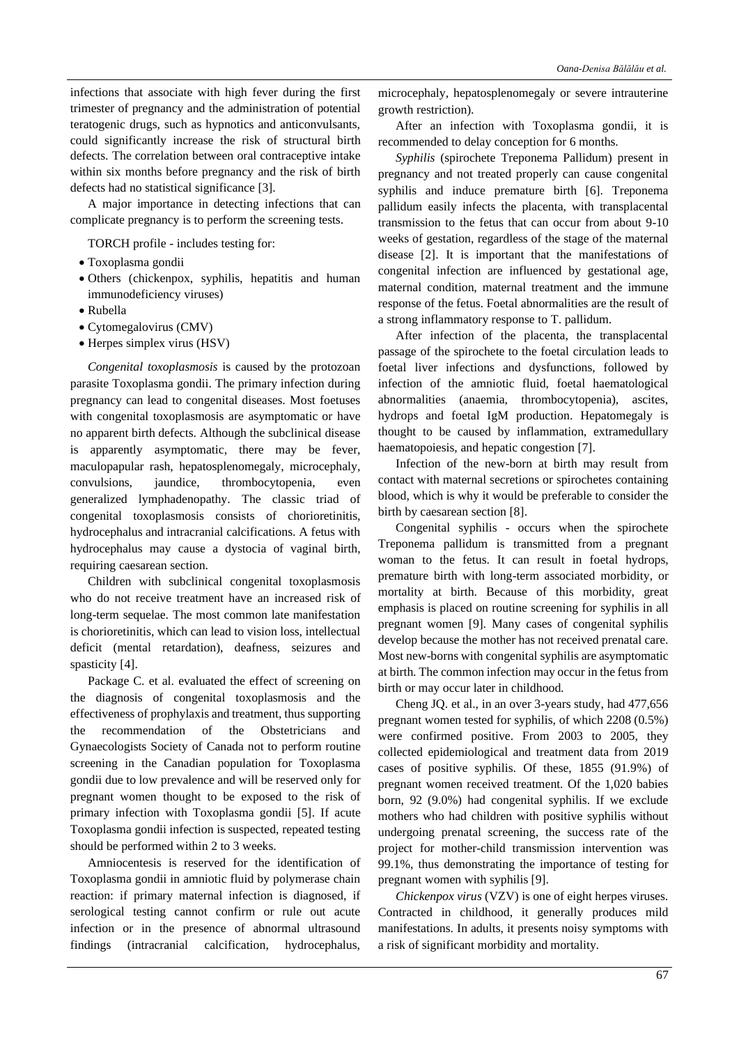infections that associate with high fever during the first trimester of pregnancy and the administration of potential teratogenic drugs, such as hypnotics and anticonvulsants, could significantly increase the risk of structural birth defects. The correlation between oral contraceptive intake within six months before pregnancy and the risk of birth defects had no statistical significance [3].

A major importance in detecting infections that can complicate pregnancy is to perform the screening tests.

TORCH profile - includes testing for:

- Toxoplasma gondii
- Others (chickenpox, syphilis, hepatitis and human immunodeficiency viruses)
- Rubella
- Cytomegalovirus (CMV)
- Herpes simplex virus (HSV)

*Congenital toxoplasmosis* is caused by the protozoan parasite Toxoplasma gondii. The primary infection during pregnancy can lead to congenital diseases. Most foetuses with congenital toxoplasmosis are asymptomatic or have no apparent birth defects. Although the subclinical disease is apparently asymptomatic, there may be fever, maculopapular rash, hepatosplenomegaly, microcephaly, convulsions, jaundice, thrombocytopenia, even generalized lymphadenopathy. The classic triad of congenital toxoplasmosis consists of chorioretinitis, hydrocephalus and intracranial calcifications. A fetus with hydrocephalus may cause a dystocia of vaginal birth, requiring caesarean section.

Children with subclinical congenital toxoplasmosis who do not receive treatment have an increased risk of long-term sequelae. The most common late manifestation is chorioretinitis, which can lead to vision loss, intellectual deficit (mental retardation), deafness, seizures and spasticity [4].

Package C. et al. evaluated the effect of screening on the diagnosis of congenital toxoplasmosis and the effectiveness of prophylaxis and treatment, thus supporting the recommendation of the Obstetricians and Gynaecologists Society of Canada not to perform routine screening in the Canadian population for Toxoplasma gondii due to low prevalence and will be reserved only for pregnant women thought to be exposed to the risk of primary infection with Toxoplasma gondii [5]. If acute Toxoplasma gondii infection is suspected, repeated testing should be performed within 2 to 3 weeks.

Amniocentesis is reserved for the identification of Toxoplasma gondii in amniotic fluid by polymerase chain reaction: if primary maternal infection is diagnosed, if serological testing cannot confirm or rule out acute infection or in the presence of abnormal ultrasound findings (intracranial calcification, hydrocephalus, microcephaly, hepatosplenomegaly or severe intrauterine growth restriction).

After an infection with Toxoplasma gondii, it is recommended to delay conception for 6 months.

*Syphilis* (spirochete Treponema Pallidum) present in pregnancy and not treated properly can cause congenital syphilis and induce premature birth [6]. Treponema pallidum easily infects the placenta, with transplacental transmission to the fetus that can occur from about 9-10 weeks of gestation, regardless of the stage of the maternal disease [2]. It is important that the manifestations of congenital infection are influenced by gestational age, maternal condition, maternal treatment and the immune response of the fetus. Foetal abnormalities are the result of a strong inflammatory response to T. pallidum.

After infection of the placenta, the transplacental passage of the spirochete to the foetal circulation leads to foetal liver infections and dysfunctions, followed by infection of the amniotic fluid, foetal haematological abnormalities (anaemia, thrombocytopenia), ascites, hydrops and foetal IgM production. Hepatomegaly is thought to be caused by inflammation, extramedullary haematopoiesis, and hepatic congestion [7].

Infection of the new-born at birth may result from contact with maternal secretions or spirochetes containing blood, which is why it would be preferable to consider the birth by caesarean section [8].

Congenital syphilis - occurs when the spirochete Treponema pallidum is transmitted from a pregnant woman to the fetus. It can result in foetal hydrops, premature birth with long-term associated morbidity, or mortality at birth. Because of this morbidity, great emphasis is placed on routine screening for syphilis in all pregnant women [9]. Many cases of congenital syphilis develop because the mother has not received prenatal care. Most new-borns with congenital syphilis are asymptomatic at birth. The common infection may occur in the fetus from birth or may occur later in childhood.

Cheng JQ. et al., in an over 3-years study, had 477,656 pregnant women tested for syphilis, of which 2208 (0.5%) were confirmed positive. From 2003 to 2005, they collected epidemiological and treatment data from 2019 cases of positive syphilis. Of these, 1855 (91.9%) of pregnant women received treatment. Of the 1,020 babies born, 92 (9.0%) had congenital syphilis. If we exclude mothers who had children with positive syphilis without undergoing prenatal screening, the success rate of the project for mother-child transmission intervention was 99.1%, thus demonstrating the importance of testing for pregnant women with syphilis [9].

*Chickenpox virus* (VZV) is one of eight herpes viruses. Contracted in childhood, it generally produces mild manifestations. In adults, it presents noisy symptoms with a risk of significant morbidity and mortality.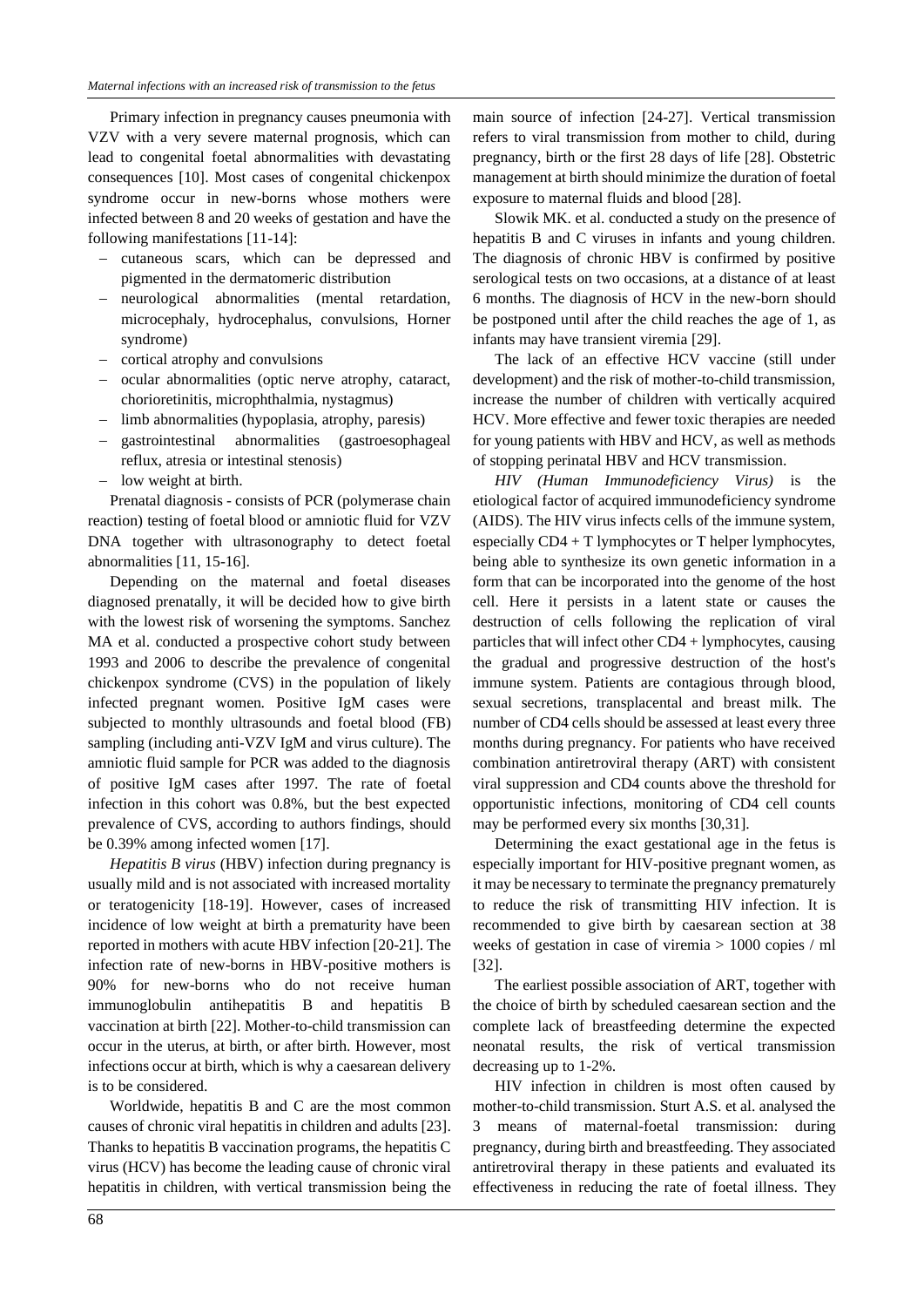Primary infection in pregnancy causes pneumonia with VZV with a very severe maternal prognosis, which can lead to congenital foetal abnormalities with devastating consequences [10]. Most cases of congenital chickenpox syndrome occur in new-borns whose mothers were infected between 8 and 20 weeks of gestation and have the following manifestations [11-14]:

- cutaneous scars, which can be depressed and pigmented in the dermatomeric distribution
- neurological abnormalities (mental retardation, microcephaly, hydrocephalus, convulsions, Horner syndrome)
- cortical atrophy and convulsions
- ocular abnormalities (optic nerve atrophy, cataract, chorioretinitis, microphthalmia, nystagmus)
- limb abnormalities (hypoplasia, atrophy, paresis)
- gastrointestinal abnormalities (gastroesophageal reflux, atresia or intestinal stenosis)
- low weight at birth.

Prenatal diagnosis - consists of PCR (polymerase chain reaction) testing of foetal blood or amniotic fluid for VZV DNA together with ultrasonography to detect foetal abnormalities [11, 15-16].

Depending on the maternal and foetal diseases diagnosed prenatally, it will be decided how to give birth with the lowest risk of worsening the symptoms. Sanchez MA et al. conducted a prospective cohort study between 1993 and 2006 to describe the prevalence of congenital chickenpox syndrome (CVS) in the population of likely infected pregnant women. Positive IgM cases were subjected to monthly ultrasounds and foetal blood (FB) sampling (including anti-VZV IgM and virus culture). The amniotic fluid sample for PCR was added to the diagnosis of positive IgM cases after 1997. The rate of foetal infection in this cohort was 0.8%, but the best expected prevalence of CVS, according to authors findings, should be 0.39% among infected women [17].

*Hepatitis B virus* (HBV) infection during pregnancy is usually mild and is not associated with increased mortality or teratogenicity [18-19]. However, cases of increased incidence of low weight at birth a prematurity have been reported in mothers with acute HBV infection [20-21]. The infection rate of new-borns in HBV-positive mothers is 90% for new-borns who do not receive human immunoglobulin antihepatitis B and hepatitis B vaccination at birth [22]. Mother-to-child transmission can occur in the uterus, at birth, or after birth. However, most infections occur at birth, which is why a caesarean delivery is to be considered.

Worldwide, hepatitis B and C are the most common causes of chronic viral hepatitis in children and adults [23]. Thanks to hepatitis B vaccination programs, the hepatitis C virus (HCV) has become the leading cause of chronic viral hepatitis in children, with vertical transmission being the main source of infection [24-27]. Vertical transmission refers to viral transmission from mother to child, during pregnancy, birth or the first 28 days of life [28]. Obstetric management at birth should minimize the duration of foetal exposure to maternal fluids and blood [28].

Slowik MK. et al. conducted a study on the presence of hepatitis B and C viruses in infants and young children. The diagnosis of chronic HBV is confirmed by positive serological tests on two occasions, at a distance of at least 6 months. The diagnosis of HCV in the new-born should be postponed until after the child reaches the age of 1, as infants may have transient viremia [29].

The lack of an effective HCV vaccine (still under development) and the risk of mother-to-child transmission, increase the number of children with vertically acquired HCV. More effective and fewer toxic therapies are needed for young patients with HBV and HCV, as well as methods of stopping perinatal HBV and HCV transmission.

*HIV (Human Immunodeficiency Virus)* is the etiological factor of acquired immunodeficiency syndrome (AIDS). The HIV virus infects cells of the immune system, especially CD4 + T lymphocytes or T helper lymphocytes, being able to synthesize its own genetic information in a form that can be incorporated into the genome of the host cell. Here it persists in a latent state or causes the destruction of cells following the replication of viral particles that will infect other CD4 + lymphocytes, causing the gradual and progressive destruction of the host's immune system. Patients are contagious through blood, sexual secretions, transplacental and breast milk. The number of CD4 cells should be assessed at least every three months during pregnancy. For patients who have received combination antiretroviral therapy (ART) with consistent viral suppression and CD4 counts above the threshold for opportunistic infections, monitoring of CD4 cell counts may be performed every six months [30,31].

Determining the exact gestational age in the fetus is especially important for HIV-positive pregnant women, as it may be necessary to terminate the pregnancy prematurely to reduce the risk of transmitting HIV infection. It is recommended to give birth by caesarean section at 38 weeks of gestation in case of viremia > 1000 copies / ml [32].

The earliest possible association of ART, together with the choice of birth by scheduled caesarean section and the complete lack of breastfeeding determine the expected neonatal results, the risk of vertical transmission decreasing up to 1-2%.

HIV infection in children is most often caused by mother-to-child transmission. Sturt A.S. et al. analysed the 3 means of maternal-foetal transmission: during pregnancy, during birth and breastfeeding. They associated antiretroviral therapy in these patients and evaluated its effectiveness in reducing the rate of foetal illness. They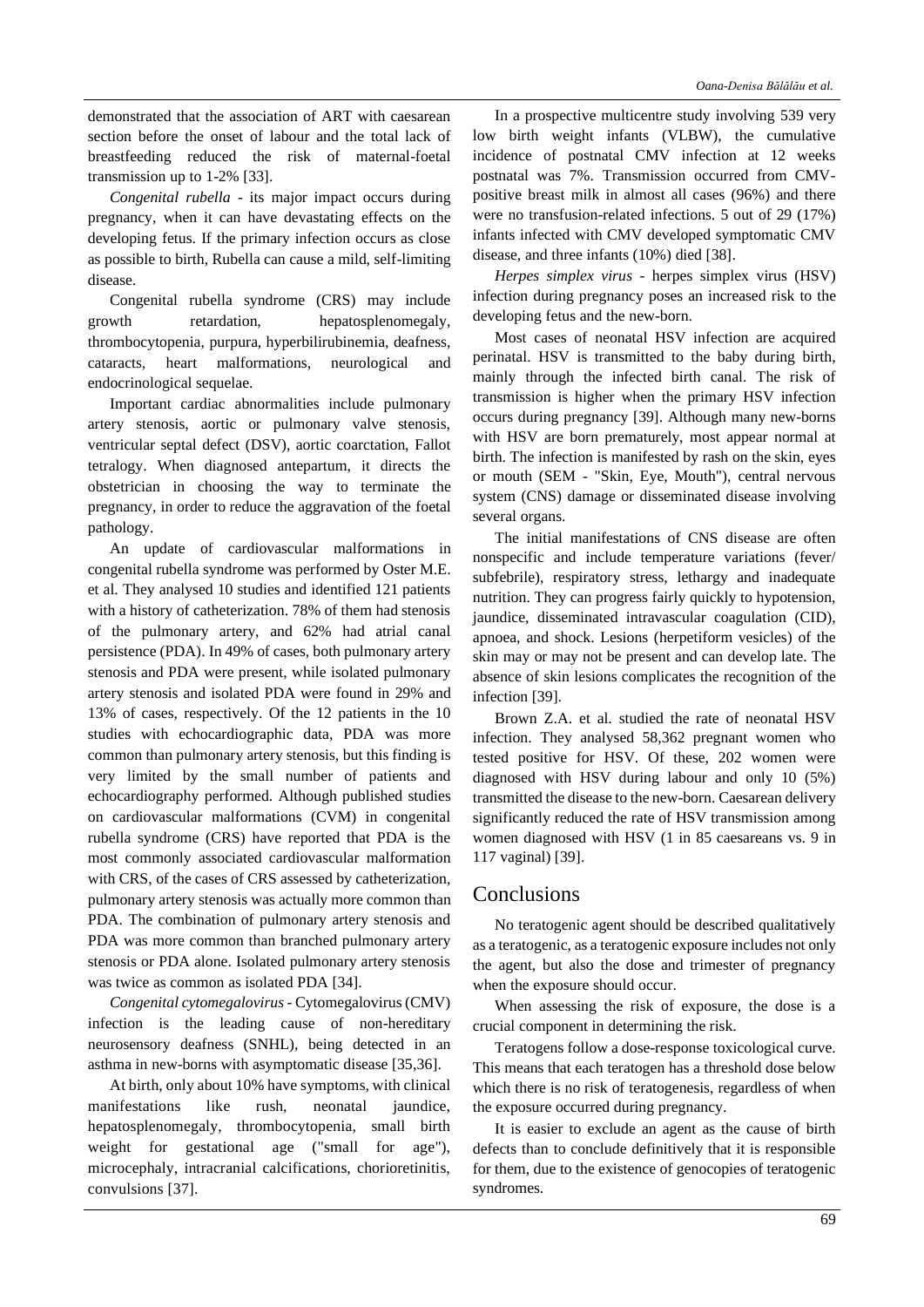demonstrated that the association of ART with caesarean section before the onset of labour and the total lack of breastfeeding reduced the risk of maternal-foetal transmission up to 1-2% [33].

*Congenital rubella* - its major impact occurs during pregnancy, when it can have devastating effects on the developing fetus. If the primary infection occurs as close as possible to birth, Rubella can cause a mild, self-limiting disease.

Congenital rubella syndrome (CRS) may include growth retardation, hepatosplenomegaly, thrombocytopenia, purpura, hyperbilirubinemia, deafness, cataracts, heart malformations, neurological and endocrinological sequelae.

Important cardiac abnormalities include pulmonary artery stenosis, aortic or pulmonary valve stenosis, ventricular septal defect (DSV), aortic coarctation, Fallot tetralogy. When diagnosed antepartum, it directs the obstetrician in choosing the way to terminate the pregnancy, in order to reduce the aggravation of the foetal pathology.

An update of cardiovascular malformations in congenital rubella syndrome was performed by Oster M.E. et al. They analysed 10 studies and identified 121 patients with a history of catheterization. 78% of them had stenosis of the pulmonary artery, and 62% had atrial canal persistence (PDA). In 49% of cases, both pulmonary artery stenosis and PDA were present, while isolated pulmonary artery stenosis and isolated PDA were found in 29% and 13% of cases, respectively. Of the 12 patients in the 10 studies with echocardiographic data, PDA was more common than pulmonary artery stenosis, but this finding is very limited by the small number of patients and echocardiography performed. Although published studies on cardiovascular malformations (CVM) in congenital rubella syndrome (CRS) have reported that PDA is the most commonly associated cardiovascular malformation with CRS, of the cases of CRS assessed by catheterization, pulmonary artery stenosis was actually more common than PDA. The combination of pulmonary artery stenosis and PDA was more common than branched pulmonary artery stenosis or PDA alone. Isolated pulmonary artery stenosis was twice as common as isolated PDA [34].

*Congenital cytomegalovirus* - Cytomegalovirus (CMV) infection is the leading cause of non-hereditary neurosensory deafness (SNHL), being detected in an asthma in new-borns with asymptomatic disease [35,36].

At birth, only about 10% have symptoms, with clinical manifestations like rush, neonatal jaundice, hepatosplenomegaly, thrombocytopenia, small birth weight for gestational age ("small for age"), microcephaly, intracranial calcifications, chorioretinitis, convulsions [37].

In a prospective multicentre study involving 539 very low birth weight infants (VLBW), the cumulative incidence of postnatal CMV infection at 12 weeks postnatal was 7%. Transmission occurred from CMV-positive breast milk in almost all cases (96%) and there were no transfusion-related infections. 5 out of 29 (17%) infants infected with CMV developed symptomatic CMV disease, and three infants (10%) died [38].

*Herpes simplex virus* - herpes simplex virus (HSV) infection during pregnancy poses an increased risk to the developing fetus and the new-born.

Most cases of neonatal HSV infection are acquired perinatal. HSV is transmitted to the baby during birth, mainly through the infected birth canal. The risk of transmission is higher when the primary HSV infection occurs during pregnancy [39]. Although many new-borns with HSV are born prematurely, most appear normal at birth. The infection is manifested by rash on the skin, eyes or mouth (SEM - "Skin, Eye, Mouth"), central nervous system (CNS) damage or disseminated disease involving several organs.

The initial manifestations of CNS disease are often nonspecific and include temperature variations (fever/ subfebrile), respiratory stress, lethargy and inadequate nutrition. They can progress fairly quickly to hypotension, jaundice, disseminated intravascular coagulation (CID), apnoea, and shock. Lesions (herpetiform vesicles) of the skin may or may not be present and can develop late. The absence of skin lesions complicates the recognition of the infection [39].

Brown Z.A. et al. studied the rate of neonatal HSV infection. They analysed 58,362 pregnant women who tested positive for HSV. Of these, 202 women were diagnosed with HSV during labour and only 10 (5%) transmitted the disease to the new-born. Caesarean delivery significantly reduced the rate of HSV transmission among women diagnosed with HSV (1 in 85 caesareans vs. 9 in 117 vaginal) [39].

## Conclusions

No teratogenic agent should be described qualitatively as a teratogenic, as a teratogenic exposure includes not only the agent, but also the dose and trimester of pregnancy when the exposure should occur.

When assessing the risk of exposure, the dose is a crucial component in determining the risk.

Teratogens follow a dose-response toxicological curve. This means that each teratogen has a threshold dose below which there is no risk of teratogenesis, regardless of when the exposure occurred during pregnancy.

It is easier to exclude an agent as the cause of birth defects than to conclude definitively that it is responsible for them, due to the existence of genocopies of teratogenic syndromes.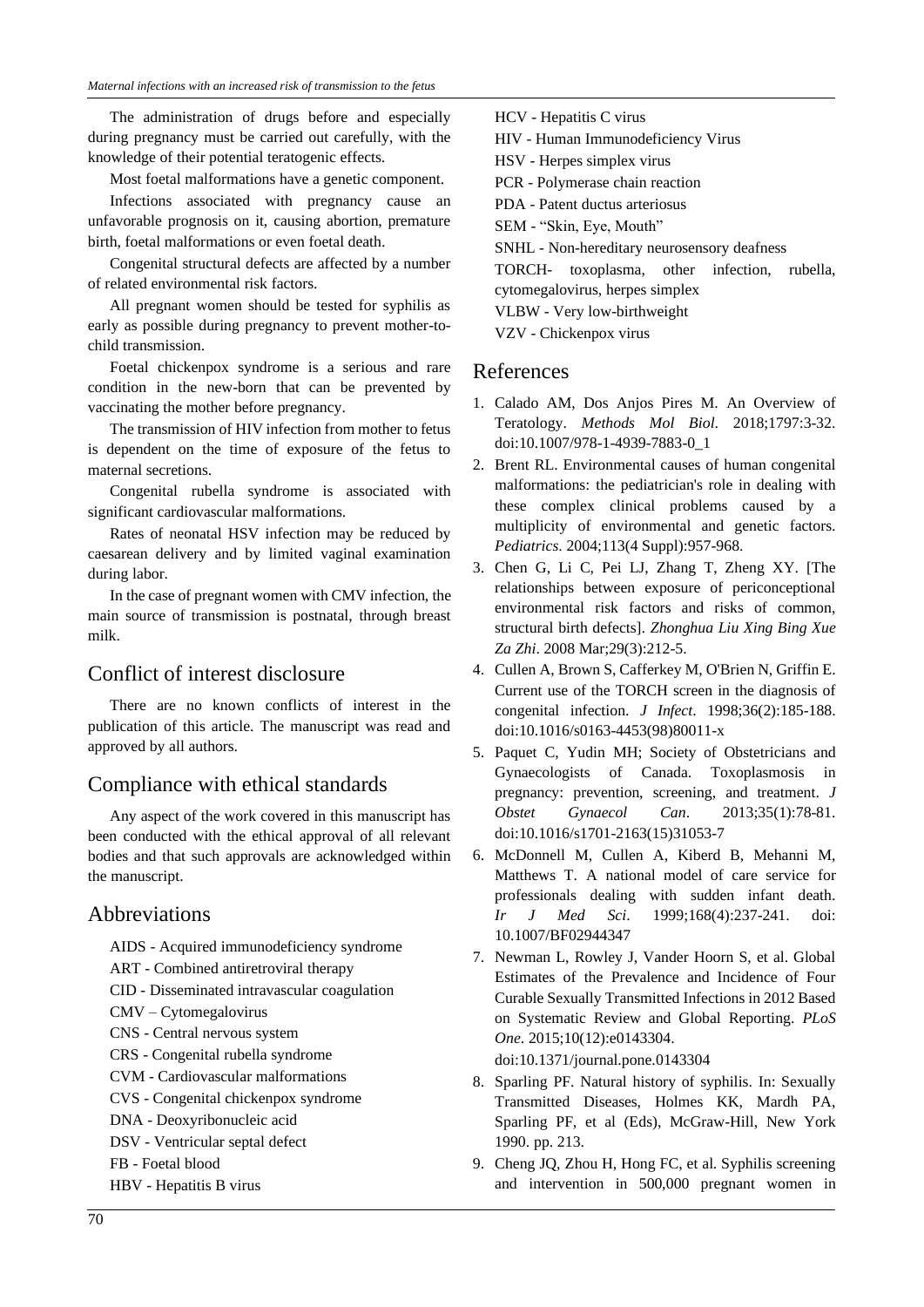The administration of drugs before and especially during pregnancy must be carried out carefully, with the knowledge of their potential teratogenic effects.

Most foetal malformations have a genetic component.

Infections associated with pregnancy cause an unfavorable prognosis on it, causing abortion, premature birth, foetal malformations or even foetal death.

Congenital structural defects are affected by a number of related environmental risk factors.

All pregnant women should be tested for syphilis as early as possible during pregnancy to prevent mother-to-child transmission.

Foetal chickenpox syndrome is a serious and rare condition in the new-born that can be prevented by vaccinating the mother before pregnancy.

The transmission of HIV infection from mother to fetus is dependent on the time of exposure of the fetus to maternal secretions.

Congenital rubella syndrome is associated with significant cardiovascular malformations.

Rates of neonatal HSV infection may be reduced by caesarean delivery and by limited vaginal examination during labor.

In the case of pregnant women with CMV infection, the main source of transmission is postnatal, through breast milk.

## Conflict of interest disclosure

There are no known conflicts of interest in the publication of this article. The manuscript was read and approved by all authors.

## Compliance with ethical standards

Any aspect of the work covered in this manuscript has been conducted with the ethical approval of all relevant bodies and that such approvals are acknowledged within the manuscript.

## Abbreviations

AIDS - Acquired immunodeficiency syndrome
ART - Combined antiretroviral therapy
CID - Disseminated intravascular coagulation
CMV – Cytomegalovirus
CNS - Central nervous system
CRS - Congenital rubella syndrome
CVM - Cardiovascular malformations
CVS - Congenital chickenpox syndrome
DNA - Deoxyribonucleic acid
DSV - Ventricular septal defect
FB - Foetal blood
HBV - Hepatitis B virus
HCV - Hepatitis C virus
HIV - Human Immunodeficiency Virus
HSV - Herpes simplex virus
PCR - Polymerase chain reaction
PDA - Patent ductus arteriosus
SEM - "Skin, Eye, Mouth"
SNHL - Non-hereditary neurosensory deafness
TORCH- toxoplasma, other infection, rubella, cytomegalovirus, herpes simplex
VLBW - Very low-birthweight
VZV - Chickenpox virus

## References

1. Calado AM, Dos Anjos Pires M. An Overview of Teratology. *Methods Mol Biol*. 2018;1797:3-32. doi:10.1007/978-1-4939-7883-0_1
2. Brent RL. Environmental causes of human congenital malformations: the pediatrician's role in dealing with these complex clinical problems caused by a multiplicity of environmental and genetic factors. *Pediatrics*. 2004;113(4 Suppl):957-968.
3. Chen G, Li C, Pei LJ, Zhang T, Zheng XY. [The relationships between exposure of periconceptional environmental risk factors and risks of common, structural birth defects]. *Zhonghua Liu Xing Bing Xue Za Zhi*. 2008 Mar;29(3):212-5.
4. Cullen A, Brown S, Cafferkey M, O'Brien N, Griffin E. Current use of the TORCH screen in the diagnosis of congenital infection. *J Infect*. 1998;36(2):185-188. doi:10.1016/s0163-4453(98)80011-x
5. Paquet C, Yudin MH; Society of Obstetricians and Gynaecologists of Canada. Toxoplasmosis in pregnancy: prevention, screening, and treatment. *J Obstet Gynaecol Can*. 2013;35(1):78-81. doi:10.1016/s1701-2163(15)31053-7
6. McDonnell M, Cullen A, Kiberd B, Mehanni M, Matthews T. A national model of care service for professionals dealing with sudden infant death. *Ir J Med Sci*. 1999;168(4):237-241. doi: 10.1007/BF02944347
7. Newman L, Rowley J, Vander Hoorn S, et al. Global Estimates of the Prevalence and Incidence of Four Curable Sexually Transmitted Infections in 2012 Based on Systematic Review and Global Reporting. *PLoS One*. 2015;10(12):e0143304. doi:10.1371/journal.pone.0143304
8. Sparling PF. Natural history of syphilis. In: Sexually Transmitted Diseases, Holmes KK, Mardh PA, Sparling PF, et al (Eds), McGraw-Hill, New York 1990. pp. 213.
9. Cheng JQ, Zhou H, Hong FC, et al. Syphilis screening and intervention in 500,000 pregnant women in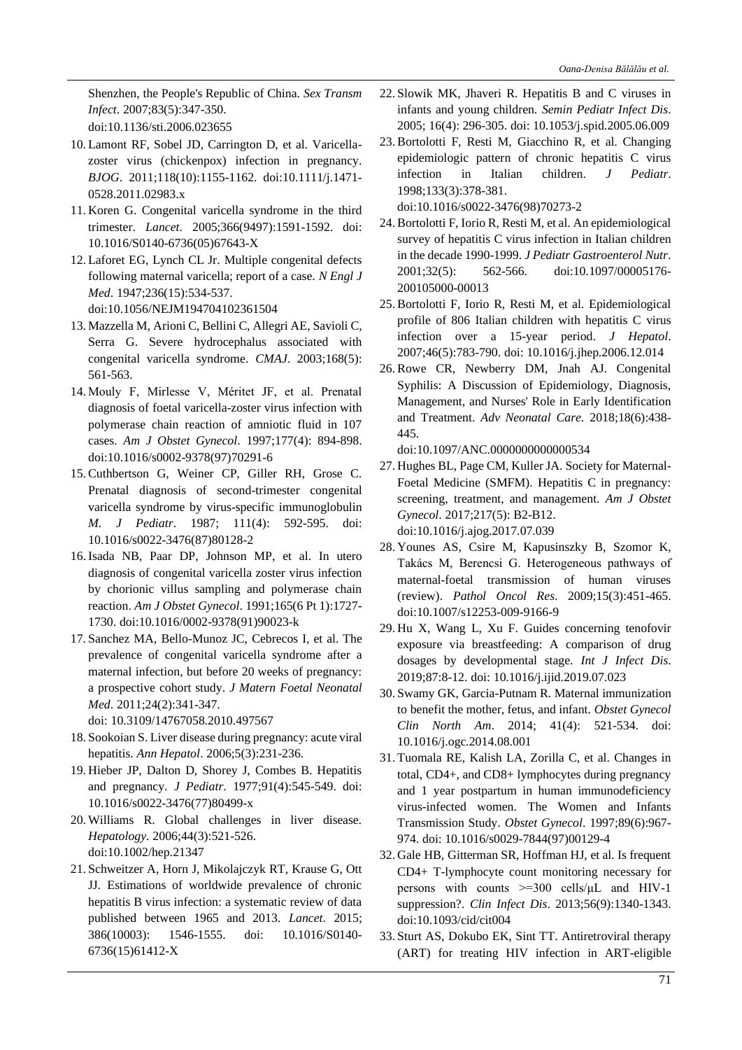Shenzhen, the People's Republic of China. *Sex Transm Infect*. 2007;83(5):347-350. doi:10.1136/sti.2006.023655

10. Lamont RF, Sobel JD, Carrington D, et al. Varicella-zoster virus (chickenpox) infection in pregnancy. *BJOG*. 2011;118(10):1155-1162. doi:10.1111/j.1471-0528.2011.02983.x
11. Koren G. Congenital varicella syndrome in the third trimester. *Lancet*. 2005;366(9497):1591-1592. doi: 10.1016/S0140-6736(05)67643-X
12. Laforet EG, Lynch CL Jr. Multiple congenital defects following maternal varicella; report of a case. *N Engl J Med*. 1947;236(15):534-537. doi:10.1056/NEJM194704102361504
13. Mazzella M, Arioni C, Bellini C, Allegri AE, Savioli C, Serra G. Severe hydrocephalus associated with congenital varicella syndrome. *CMAJ*. 2003;168(5): 561-563.
14. Mouly F, Mirlesse V, Méritet JF, et al. Prenatal diagnosis of foetal varicella-zoster virus infection with polymerase chain reaction of amniotic fluid in 107 cases. *Am J Obstet Gynecol*. 1997;177(4): 894-898. doi:10.1016/s0002-9378(97)70291-6
15. Cuthbertson G, Weiner CP, Giller RH, Grose C. Prenatal diagnosis of second-trimester congenital varicella syndrome by virus-specific immunoglobulin *M. J Pediatr*. 1987; 111(4): 592-595. doi: 10.1016/s0022-3476(87)80128-2
16. Isada NB, Paar DP, Johnson MP, et al. In utero diagnosis of congenital varicella zoster virus infection by chorionic villus sampling and polymerase chain reaction. *Am J Obstet Gynecol*. 1991;165(6 Pt 1):1727-1730. doi:10.1016/0002-9378(91)90023-k
17. Sanchez MA, Bello-Munoz JC, Cebrecos I, et al. The prevalence of congenital varicella syndrome after a maternal infection, but before 20 weeks of pregnancy: a prospective cohort study. *J Matern Foetal Neonatal Med*. 2011;24(2):341-347. doi: 10.3109/14767058.2010.497567
18. Sookoian S. Liver disease during pregnancy: acute viral hepatitis. *Ann Hepatol*. 2006;5(3):231-236.
19. Hieber JP, Dalton D, Shorey J, Combes B. Hepatitis and pregnancy. *J Pediatr*. 1977;91(4):545-549. doi: 10.1016/s0022-3476(77)80499-x
20. Williams R. Global challenges in liver disease. *Hepatology*. 2006;44(3):521-526. doi:10.1002/hep.21347
21. Schweitzer A, Horn J, Mikolajczyk RT, Krause G, Ott JJ. Estimations of worldwide prevalence of chronic hepatitis B virus infection: a systematic review of data published between 1965 and 2013. *Lancet*. 2015; 386(10003): 1546-1555. doi: 10.1016/S0140-6736(15)61412-X
22. Slowik MK, Jhaveri R. Hepatitis B and C viruses in infants and young children. *Semin Pediatr Infect Dis*. 2005; 16(4): 296-305. doi: 10.1053/j.spid.2005.06.009
23. Bortolotti F, Resti M, Giacchino R, et al. Changing epidemiologic pattern of chronic hepatitis C virus infection in Italian children. *J Pediatr*. 1998;133(3):378-381. doi:10.1016/s0022-3476(98)70273-2
24. Bortolotti F, Iorio R, Resti M, et al. An epidemiological survey of hepatitis C virus infection in Italian children in the decade 1990-1999. *J Pediatr Gastroenterol Nutr*. 2001;32(5): 562-566. doi:10.1097/00005176-200105000-00013
25. Bortolotti F, Iorio R, Resti M, et al. Epidemiological profile of 806 Italian children with hepatitis C virus infection over a 15-year period. *J Hepatol*. 2007;46(5):783-790. doi: 10.1016/j.jhep.2006.12.014
26. Rowe CR, Newberry DM, Jnah AJ. Congenital Syphilis: A Discussion of Epidemiology, Diagnosis, Management, and Nurses' Role in Early Identification and Treatment. *Adv Neonatal Care*. 2018;18(6):438-445. doi:10.1097/ANC.0000000000000534
27. Hughes BL, Page CM, Kuller JA. Society for Maternal-Foetal Medicine (SMFM). Hepatitis C in pregnancy: screening, treatment, and management. *Am J Obstet Gynecol*. 2017;217(5): B2-B12. doi:10.1016/j.ajog.2017.07.039
28. Younes AS, Csire M, Kapusinszky B, Szomor K, Takács M, Berencsi G. Heterogeneous pathways of maternal-foetal transmission of human viruses (review). *Pathol Oncol Res*. 2009;15(3):451-465. doi:10.1007/s12253-009-9166-9
29. Hu X, Wang L, Xu F. Guides concerning tenofovir exposure via breastfeeding: A comparison of drug dosages by developmental stage. *Int J Infect Dis*. 2019;87:8-12. doi: 10.1016/j.ijid.2019.07.023
30. Swamy GK, Garcia-Putnam R. Maternal immunization to benefit the mother, foetus, and infant. *Obstet Gynecol Clin North Am*. 2014; 41(4): 521-534. doi: 10.1016/j.ogc.2014.08.001
31. Tuomala RE, Kalish LA, Zorilla C, et al. Changes in total, CD4+, and CD8+ lymphocytes during pregnancy and 1 year postpartum in human immunodeficiency virus-infected women. The Women and Infants Transmission Study. *Obstet Gynecol*. 1997;89(6):967-974. doi: 10.1016/s0029-7844(97)00129-4
32. Gale HB, Gitterman SR, Hoffman HJ, et al. Is frequent CD4+ T-lymphocyte count monitoring necessary for persons with counts >=300 cells/μL and HIV-1 suppression?. *Clin Infect Dis*. 2013;56(9):1340-1343. doi:10.1093/cid/cit004
33. Sturt AS, Dokubo EK, Sint TT. Antiretroviral therapy (ART) for treating HIV infection in ART-eligible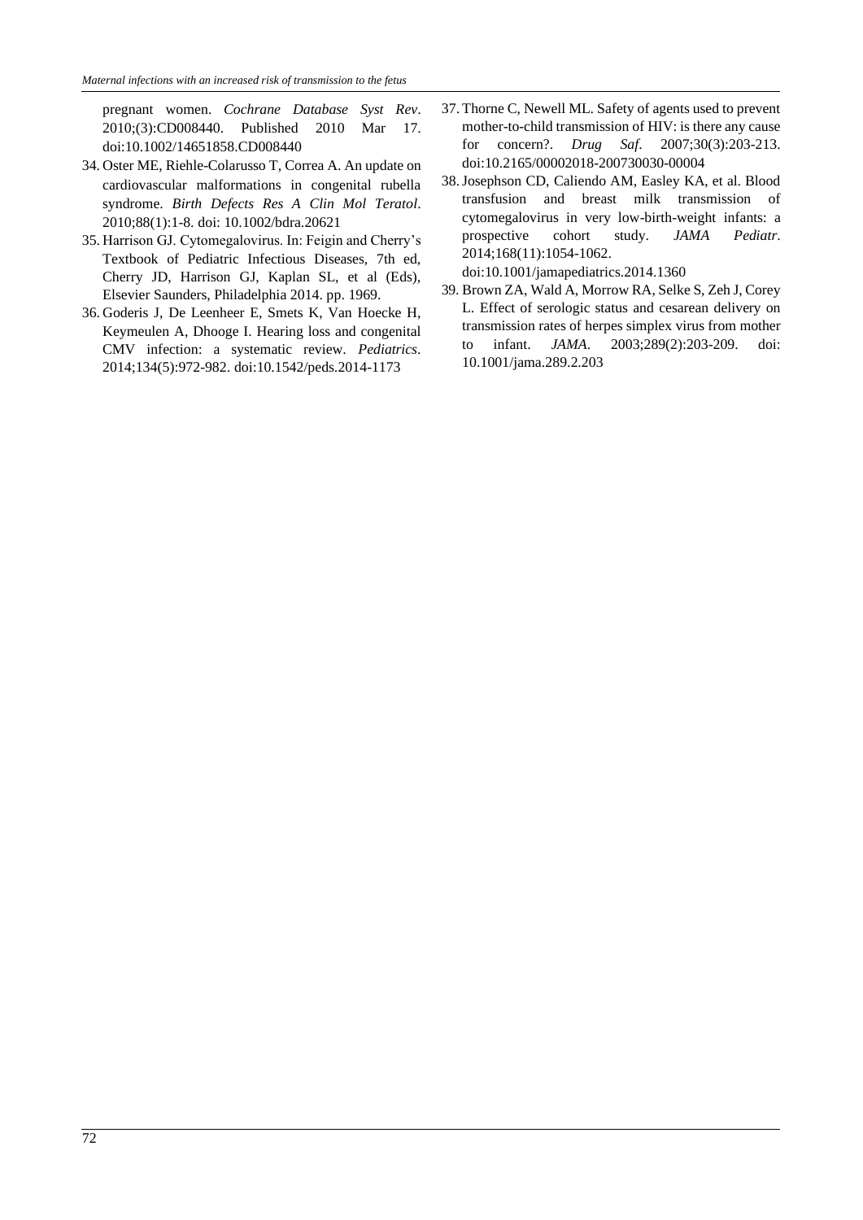pregnant women. *Cochrane Database Syst Rev*. 2010;(3):CD008440. Published 2010 Mar 17. doi:10.1002/14651858.CD008440

34. Oster ME, Riehle-Colarusso T, Correa A. An update on cardiovascular malformations in congenital rubella syndrome. *Birth Defects Res A Clin Mol Teratol*. 2010;88(1):1-8. doi: 10.1002/bdra.20621
35. Harrison GJ. Cytomegalovirus. In: Feigin and Cherry's Textbook of Pediatric Infectious Diseases, 7th ed, Cherry JD, Harrison GJ, Kaplan SL, et al (Eds), Elsevier Saunders, Philadelphia 2014. pp. 1969.
36. Goderis J, De Leenheer E, Smets K, Van Hoecke H, Keymeulen A, Dhooge I. Hearing loss and congenital CMV infection: a systematic review. *Pediatrics*. 2014;134(5):972-982. doi:10.1542/peds.2014-1173
37. Thorne C, Newell ML. Safety of agents used to prevent mother-to-child transmission of HIV: is there any cause for concern?. *Drug Saf*. 2007;30(3):203-213. doi:10.2165/00002018-200730030-00004
38. Josephson CD, Caliendo AM, Easley KA, et al. Blood transfusion and breast milk transmission of cytomegalovirus in very low-birth-weight infants: a prospective cohort study. *JAMA Pediatr*. 2014;168(11):1054-1062. doi:10.1001/jamapediatrics.2014.1360
39. Brown ZA, Wald A, Morrow RA, Selke S, Zeh J, Corey L. Effect of serologic status and cesarean delivery on transmission rates of herpes simplex virus from mother to infant. *JAMA*. 2003;289(2):203-209. doi: 10.1001/jama.289.2.203